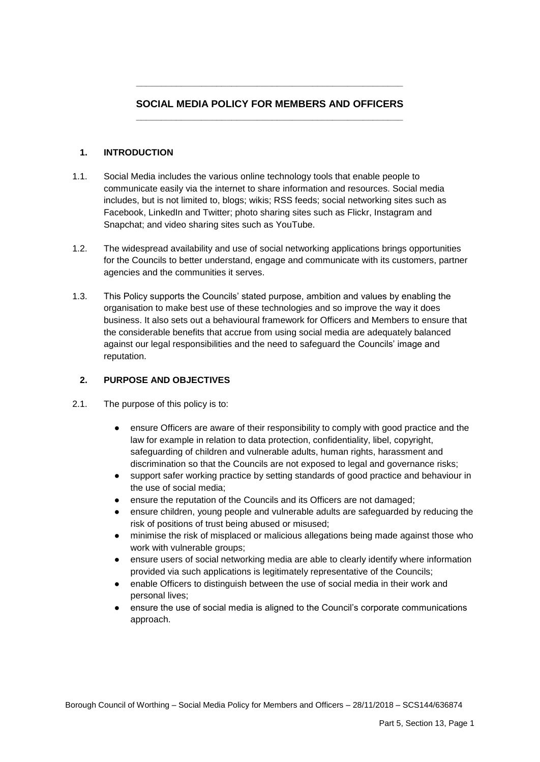# SOCIAL MEDIA POLICY FOR MEMBERS AND OFFICERS

## 1. INTRODUCTION

1.1. Social Media includes the various online technology tools that enable people to communicate easily via the internet to share information and resources. Social media includes, but is not limited to, blogs; wikis; RSS feeds; social networking sites such as Facebook, LinkedIn and Twitter; photo sharing sites such as Flickr, Instagram and Snapchat; and video sharing sites such as YouTube.

1.2. The widespread availability and use of social networking applications brings opportunities for the Councils to better understand, engage and communicate with its customers, partner agencies and the communities it serves.

1.3. This Policy supports the Councils' stated purpose, ambition and values by enabling the organisation to make best use of these technologies and so improve the way it does business. It also sets out a behavioural framework for Officers and Members to ensure that the considerable benefits that accrue from using social media are adequately balanced against our legal responsibilities and the need to safeguard the Councils' image and reputation.

## 2. PURPOSE AND OBJECTIVES

2.1. The purpose of this policy is to:

- ensure Officers are aware of their responsibility to comply with good practice and the law for example in relation to data protection, confidentiality, libel, copyright, safeguarding of children and vulnerable adults, human rights, harassment and discrimination so that the Councils are not exposed to legal and governance risks;
- support safer working practice by setting standards of good practice and behaviour in the use of social media;
- ensure the reputation of the Councils and its Officers are not damaged;
- ensure children, young people and vulnerable adults are safeguarded by reducing the risk of positions of trust being abused or misused;
- minimise the risk of misplaced or malicious allegations being made against those who work with vulnerable groups;
- ensure users of social networking media are able to clearly identify where information provided via such applications is legitimately representative of the Councils;
- enable Officers to distinguish between the use of social media in their work and personal lives;
- ensure the use of social media is aligned to the Council's corporate communications approach.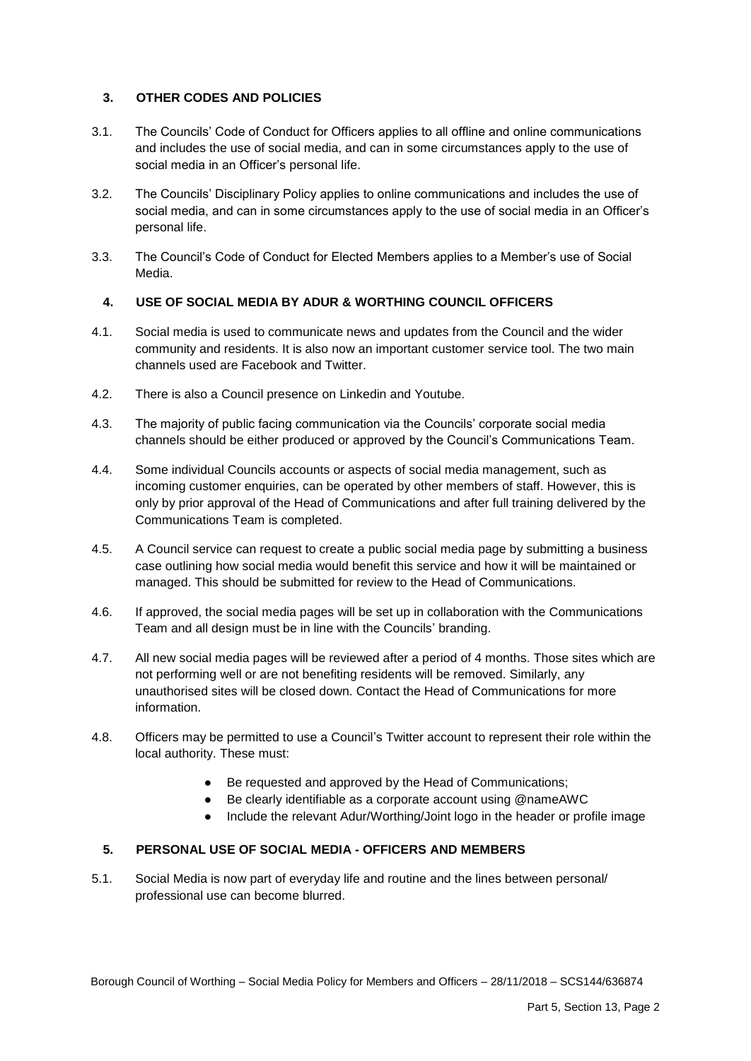## 3. OTHER CODES AND POLICIES

3.1. The Councils' Code of Conduct for Officers applies to all offline and online communications and includes the use of social media, and can in some circumstances apply to the use of social media in an Officer's personal life.

3.2. The Councils' Disciplinary Policy applies to online communications and includes the use of social media, and can in some circumstances apply to the use of social media in an Officer's personal life.

3.3. The Council's Code of Conduct for Elected Members applies to a Member's use of Social Media.

## 4. USE OF SOCIAL MEDIA BY ADUR & WORTHING COUNCIL OFFICERS

4.1. Social media is used to communicate news and updates from the Council and the wider community and residents. It is also now an important customer service tool. The two main channels used are Facebook and Twitter.

4.2. There is also a Council presence on Linkedin and Youtube.

4.3. The majority of public facing communication via the Councils' corporate social media channels should be either produced or approved by the Council's Communications Team.

4.4. Some individual Councils accounts or aspects of social media management, such as incoming customer enquiries, can be operated by other members of staff. However, this is only by prior approval of the Head of Communications and after full training delivered by the Communications Team is completed.

4.5. A Council service can request to create a public social media page by submitting a business case outlining how social media would benefit this service and how it will be maintained or managed. This should be submitted for review to the Head of Communications.

4.6. If approved, the social media pages will be set up in collaboration with the Communications Team and all design must be in line with the Councils' branding.

4.7. All new social media pages will be reviewed after a period of 4 months. Those sites which are not performing well or are not benefiting residents will be removed. Similarly, any unauthorised sites will be closed down. Contact the Head of Communications for more information.

4.8. Officers may be permitted to use a Council's Twitter account to represent their role within the local authority. These must:

- Be requested and approved by the Head of Communications;
- Be clearly identifiable as a corporate account using @nameAWC
- Include the relevant Adur/Worthing/Joint logo in the header or profile image

## 5. PERSONAL USE OF SOCIAL MEDIA - OFFICERS AND MEMBERS

5.1. Social Media is now part of everyday life and routine and the lines between personal/ professional use can become blurred.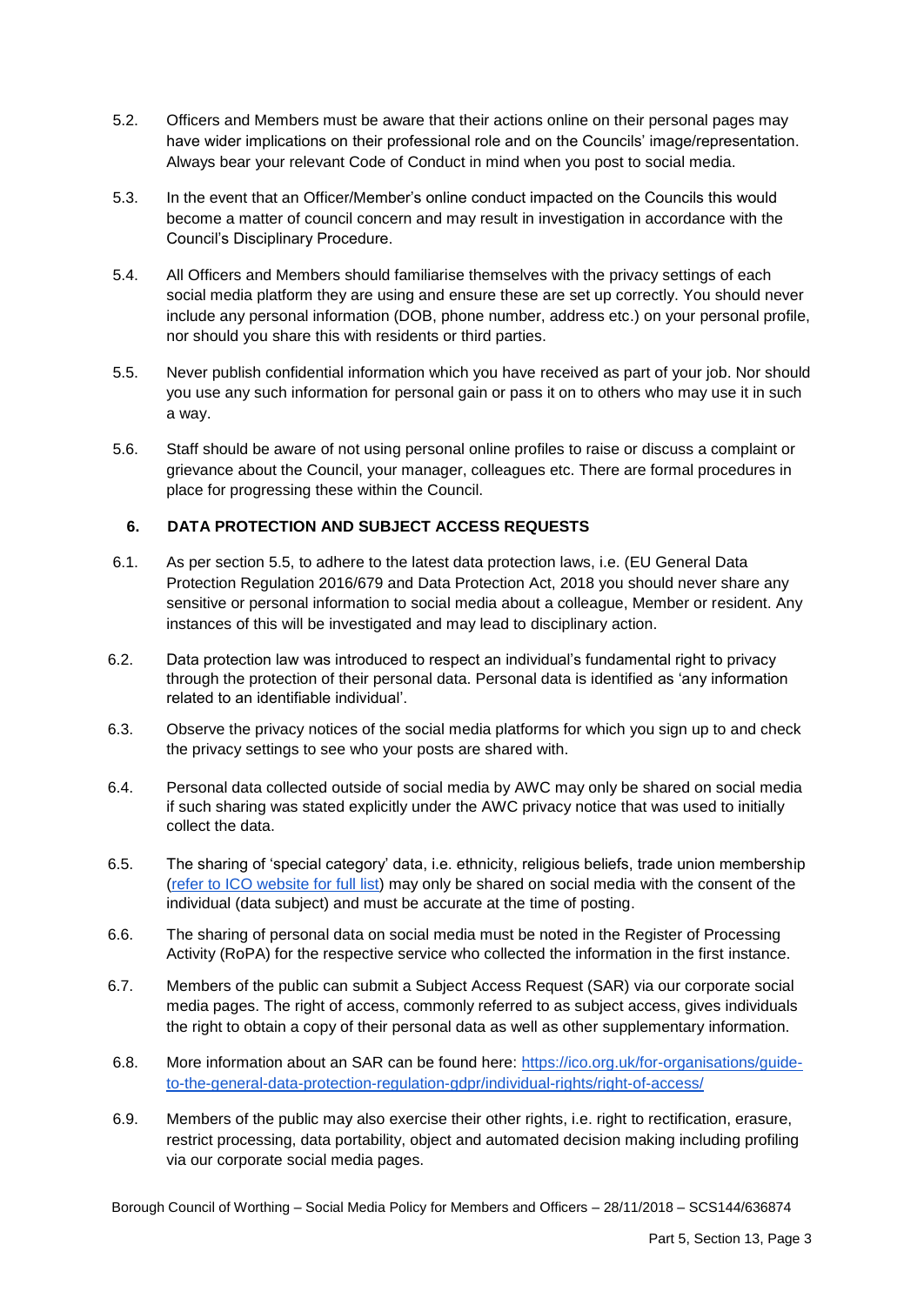5.2. Officers and Members must be aware that their actions online on their personal pages may have wider implications on their professional role and on the Councils' image/representation. Always bear your relevant Code of Conduct in mind when you post to social media.

5.3. In the event that an Officer/Member's online conduct impacted on the Councils this would become a matter of council concern and may result in investigation in accordance with the Council's Disciplinary Procedure.

5.4. All Officers and Members should familiarise themselves with the privacy settings of each social media platform they are using and ensure these are set up correctly. You should never include any personal information (DOB, phone number, address etc.) on your personal profile, nor should you share this with residents or third parties.

5.5. Never publish confidential information which you have received as part of your job. Nor should you use any such information for personal gain or pass it on to others who may use it in such a way.

5.6. Staff should be aware of not using personal online profiles to raise or discuss a complaint or grievance about the Council, your manager, colleagues etc. There are formal procedures in place for progressing these within the Council.

## 6. DATA PROTECTION AND SUBJECT ACCESS REQUESTS

6.1. As per section 5.5, to adhere to the latest data protection laws, i.e. (EU General Data Protection Regulation 2016/679 and Data Protection Act, 2018 you should never share any sensitive or personal information to social media about a colleague, Member or resident. Any instances of this will be investigated and may lead to disciplinary action.

6.2. Data protection law was introduced to respect an individual's fundamental right to privacy through the protection of their personal data. Personal data is identified as 'any information related to an identifiable individual'.

6.3. Observe the privacy notices of the social media platforms for which you sign up to and check the privacy settings to see who your posts are shared with.

6.4. Personal data collected outside of social media by AWC may only be shared on social media if such sharing was stated explicitly under the AWC privacy notice that was used to initially collect the data.

6.5. The sharing of 'special category' data, i.e. ethnicity, religious beliefs, trade union membership (refer to ICO website for full list) may only be shared on social media with the consent of the individual (data subject) and must be accurate at the time of posting.

6.6. The sharing of personal data on social media must be noted in the Register of Processing Activity (RoPA) for the respective service who collected the information in the first instance.

6.7. Members of the public can submit a Subject Access Request (SAR) via our corporate social media pages. The right of access, commonly referred to as subject access, gives individuals the right to obtain a copy of their personal data as well as other supplementary information.

6.8. More information about an SAR can be found here: https://ico.org.uk/for-organisations/guide-to-the-general-data-protection-regulation-gdpr/individual-rights/right-of-access/

6.9. Members of the public may also exercise their other rights, i.e. right to rectification, erasure, restrict processing, data portability, object and automated decision making including profiling via our corporate social media pages.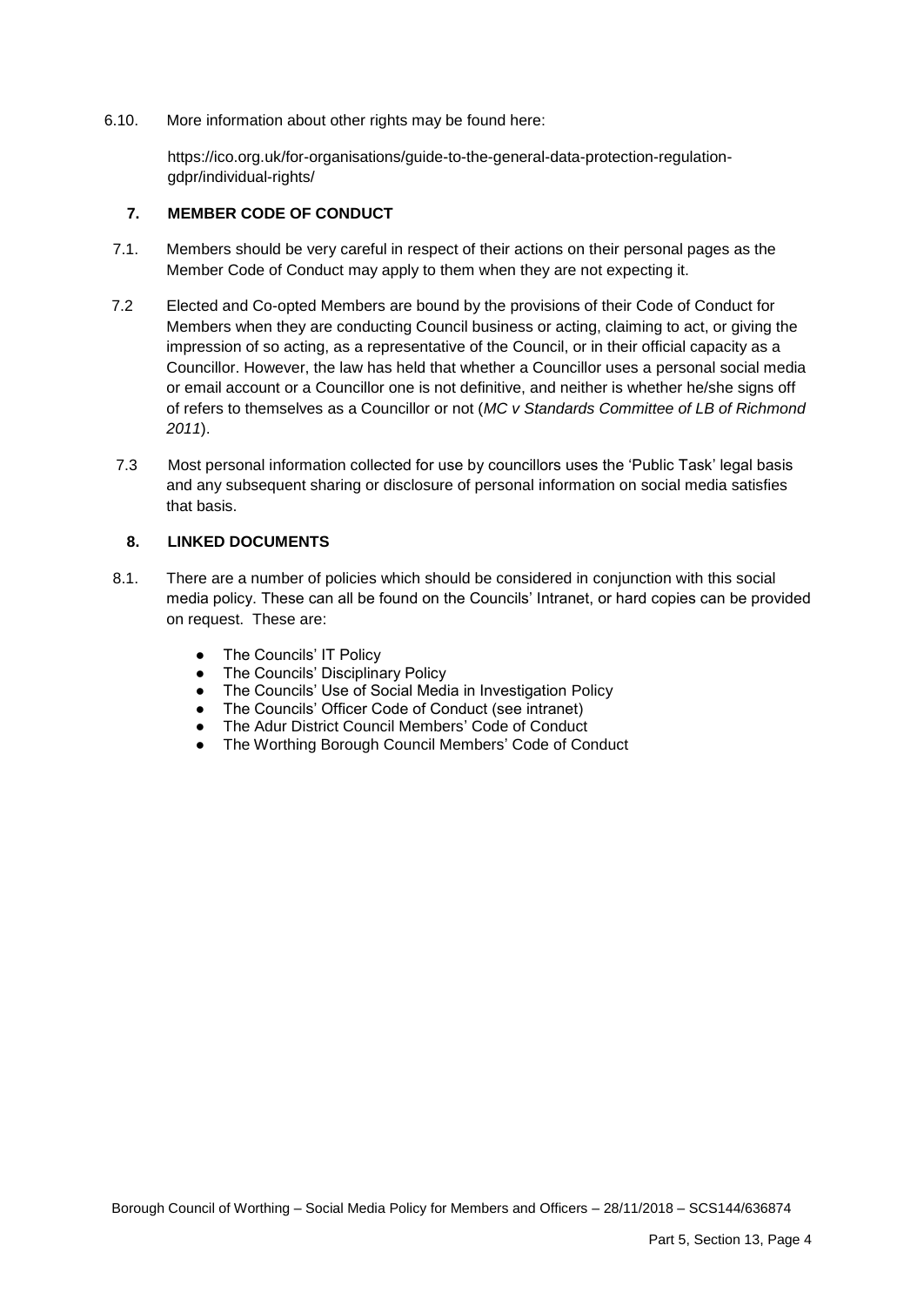6.10. More information about other rights may be found here:

https://ico.org.uk/for-organisations/guide-to-the-general-data-protection-regulation-gdpr/individual-rights/

## 7. MEMBER CODE OF CONDUCT

7.1. Members should be very careful in respect of their actions on their personal pages as the Member Code of Conduct may apply to them when they are not expecting it.

7.2 Elected and Co-opted Members are bound by the provisions of their Code of Conduct for Members when they are conducting Council business or acting, claiming to act, or giving the impression of so acting, as a representative of the Council, or in their official capacity as a Councillor. However, the law has held that whether a Councillor uses a personal social media or email account or a Councillor one is not definitive, and neither is whether he/she signs off of refers to themselves as a Councillor or not (*MC v Standards Committee of LB of Richmond 2011*).

7.3 Most personal information collected for use by councillors uses the 'Public Task' legal basis and any subsequent sharing or disclosure of personal information on social media satisfies that basis.

## 8. LINKED DOCUMENTS

8.1. There are a number of policies which should be considered in conjunction with this social media policy. These can all be found on the Councils' Intranet, or hard copies can be provided on request. These are:

- The Councils' IT Policy
- The Councils' Disciplinary Policy
- The Councils' Use of Social Media in Investigation Policy
- The Councils' Officer Code of Conduct (see intranet)
- The Adur District Council Members' Code of Conduct
- The Worthing Borough Council Members' Code of Conduct